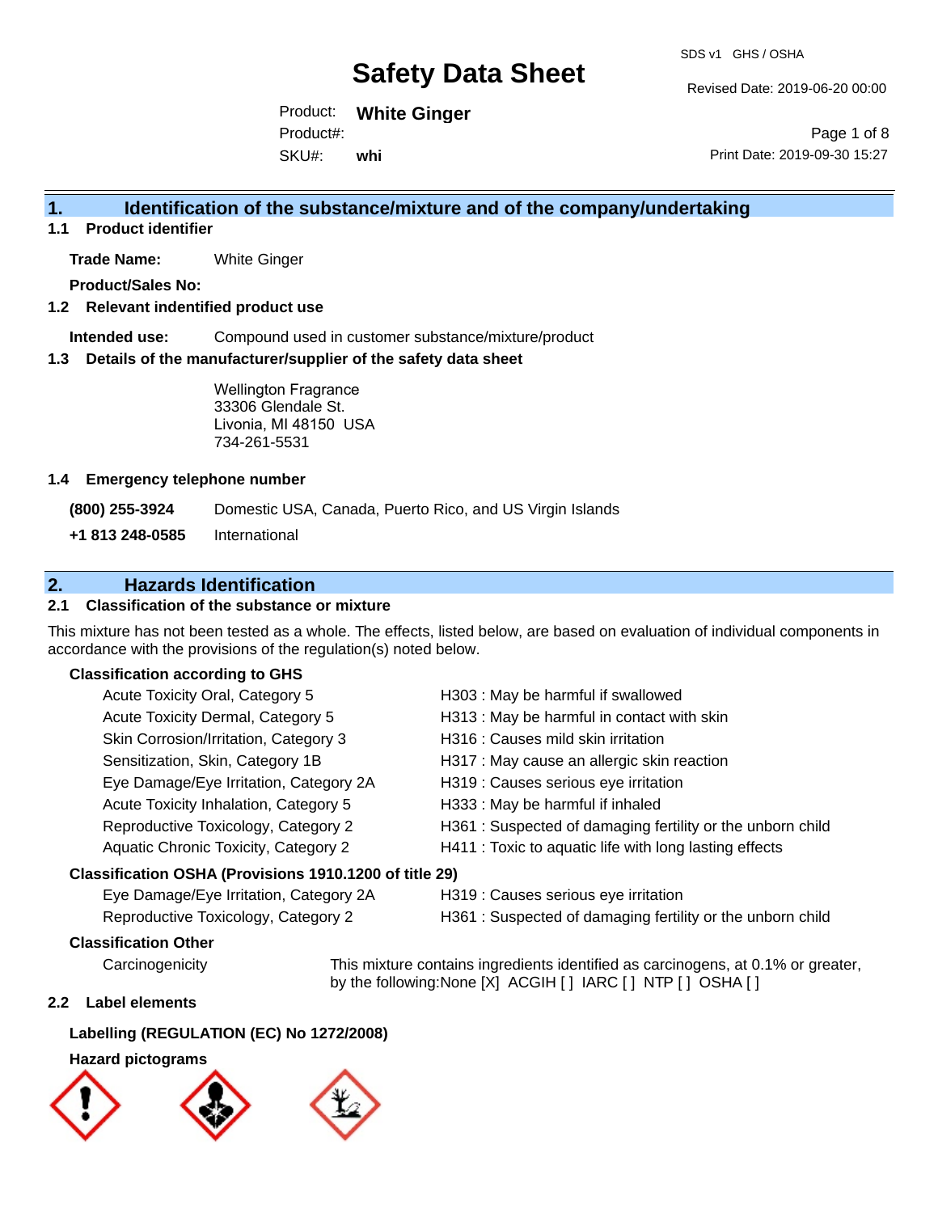# Safety Data Sheet

SDS v1 GHS / OSHA

Revised Date: 2019-06-20 00:00

Product: **White Ginger**

Product#:

SKU#: **whi**

Print Date: 2019-09-30 15:27

## 1. Identification of the substance/mixture and of the company/undertaking

### 1.1 Product identifier

**Trade Name:** White Ginger

**Product/Sales No:**

### 1.2 Relevant indentified product use

**Intended use:** Compound used in customer substance/mixture/product

### 1.3 Details of the manufacturer/supplier of the safety data sheet

Wellington Fragrance
33306 Glendale St.
Livonia, MI 48150 USA
734-261-5531

### 1.4 Emergency telephone number

**(800) 255-3924** Domestic USA, Canada, Puerto Rico, and US Virgin Islands

**+1 813 248-0585** International

## 2. Hazards Identification

### 2.1 Classification of the substance or mixture

This mixture has not been tested as a whole. The effects, listed below, are based on evaluation of individual components in accordance with the provisions of the regulation(s) noted below.

**Classification according to GHS**

| | |
|---|---|
| Acute Toxicity Oral, Category 5 | H303 : May be harmful if swallowed |
| Acute Toxicity Dermal, Category 5 | H313 : May be harmful in contact with skin |
| Skin Corrosion/Irritation, Category 3 | H316 : Causes mild skin irritation |
| Sensitization, Skin, Category 1B | H317 : May cause an allergic skin reaction |
| Eye Damage/Eye Irritation, Category 2A | H319 : Causes serious eye irritation |
| Acute Toxicity Inhalation, Category 5 | H333 : May be harmful if inhaled |
| Reproductive Toxicology, Category 2 | H361 : Suspected of damaging fertility or the unborn child |
| Aquatic Chronic Toxicity, Category 2 | H411 : Toxic to aquatic life with long lasting effects |

**Classification OSHA (Provisions 1910.1200 of title 29)**

| | |
|---|---|
| Eye Damage/Eye Irritation, Category 2A | H319 : Causes serious eye irritation |
| Reproductive Toxicology, Category 2 | H361 : Suspected of damaging fertility or the unborn child |

**Classification Other**

Carcinogenicity: This mixture contains ingredients identified as carcinogens, at 0.1% or greater, by the following:None [X] ACGIH [ ] IARC [ ] NTP [ ] OSHA [ ]

### 2.2 Label elements

**Labelling (REGULATION (EC) No 1272/2008)**

**Hazard pictograms**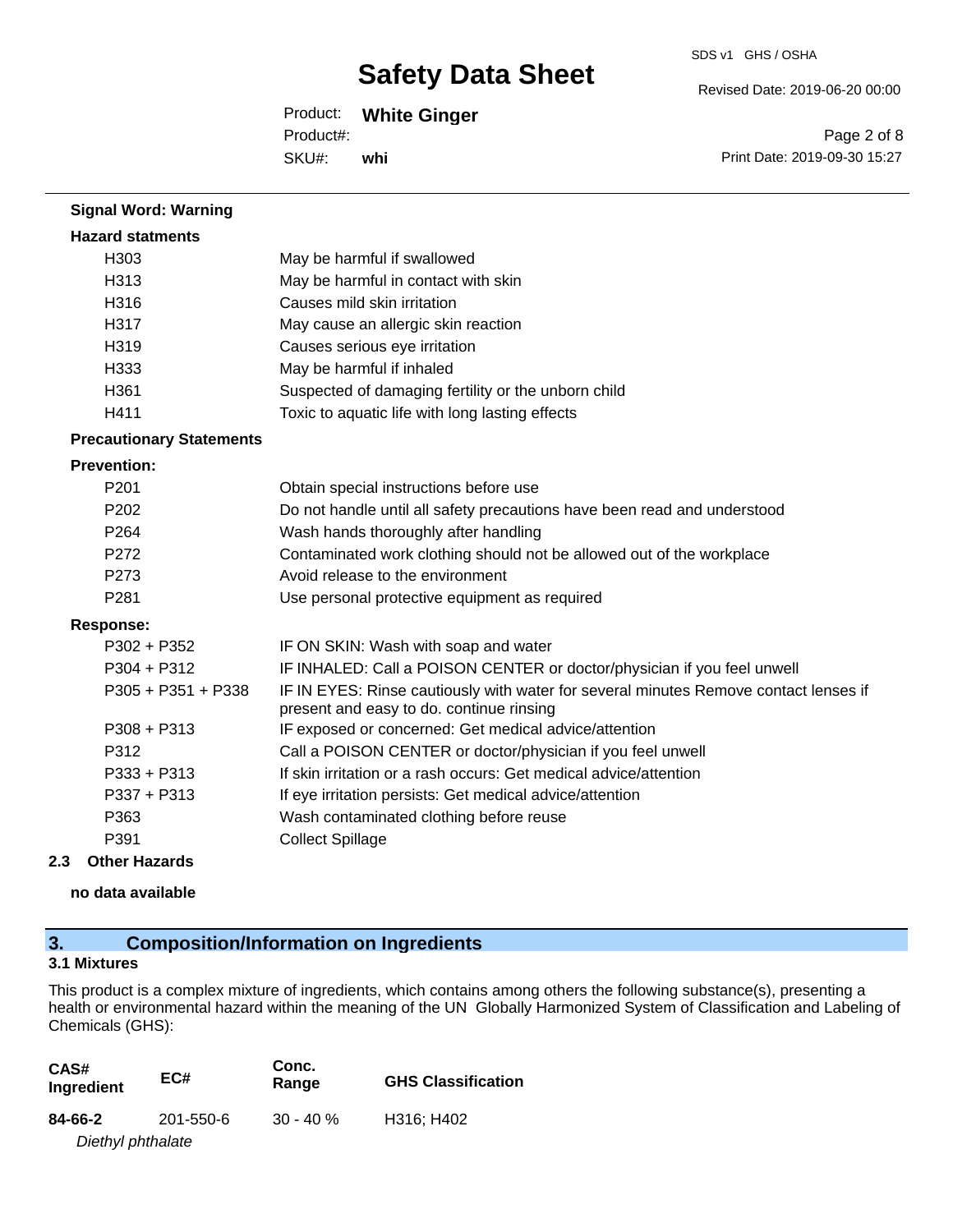**Signal Word: Warning**

**Hazard statments**

| | |
|---|---|
| H303 | May be harmful if swallowed |
| H313 | May be harmful in contact with skin |
| H316 | Causes mild skin irritation |
| H317 | May cause an allergic skin reaction |
| H319 | Causes serious eye irritation |
| H333 | May be harmful if inhaled |
| H361 | Suspected of damaging fertility or the unborn child |
| H411 | Toxic to aquatic life with long lasting effects |

**Precautionary Statements**

**Prevention:**

| | |
|---|---|
| P201 | Obtain special instructions before use |
| P202 | Do not handle until all safety precautions have been read and understood |
| P264 | Wash hands thoroughly after handling |
| P272 | Contaminated work clothing should not be allowed out of the workplace |
| P273 | Avoid release to the environment |
| P281 | Use personal protective equipment as required |

**Response:**

| | |
|---|---|
| P302 + P352 | IF ON SKIN: Wash with soap and water |
| P304 + P312 | IF INHALED: Call a POISON CENTER or doctor/physician if you feel unwell |
| P305 + P351 + P338 | IF IN EYES: Rinse cautiously with water for several minutes Remove contact lenses if present and easy to do. continue rinsing |
| P308 + P313 | IF exposed or concerned: Get medical advice/attention |
| P312 | Call a POISON CENTER or doctor/physician if you feel unwell |
| P333 + P313 | If skin irritation or a rash occurs: Get medical advice/attention |
| P337 + P313 | If eye irritation persists: Get medical advice/attention |
| P363 | Wash contaminated clothing before reuse |
| P391 | Collect Spillage |

**2.3 Other Hazards**

**no data available**

## 3. Composition/Information on Ingredients

**3.1 Mixtures**

This product is a complex mixture of ingredients, which contains among others the following substance(s), presenting a health or environmental hazard within the meaning of the UN Globally Harmonized System of Classification and Labeling of Chemicals (GHS):

| CAS# Ingredient | EC# | Conc. Range | GHS Classification |
|---|---|---|---|
| **84-66-2** *Diethyl phthalate* | 201-550-6 | 30 - 40 % | H316; H402 |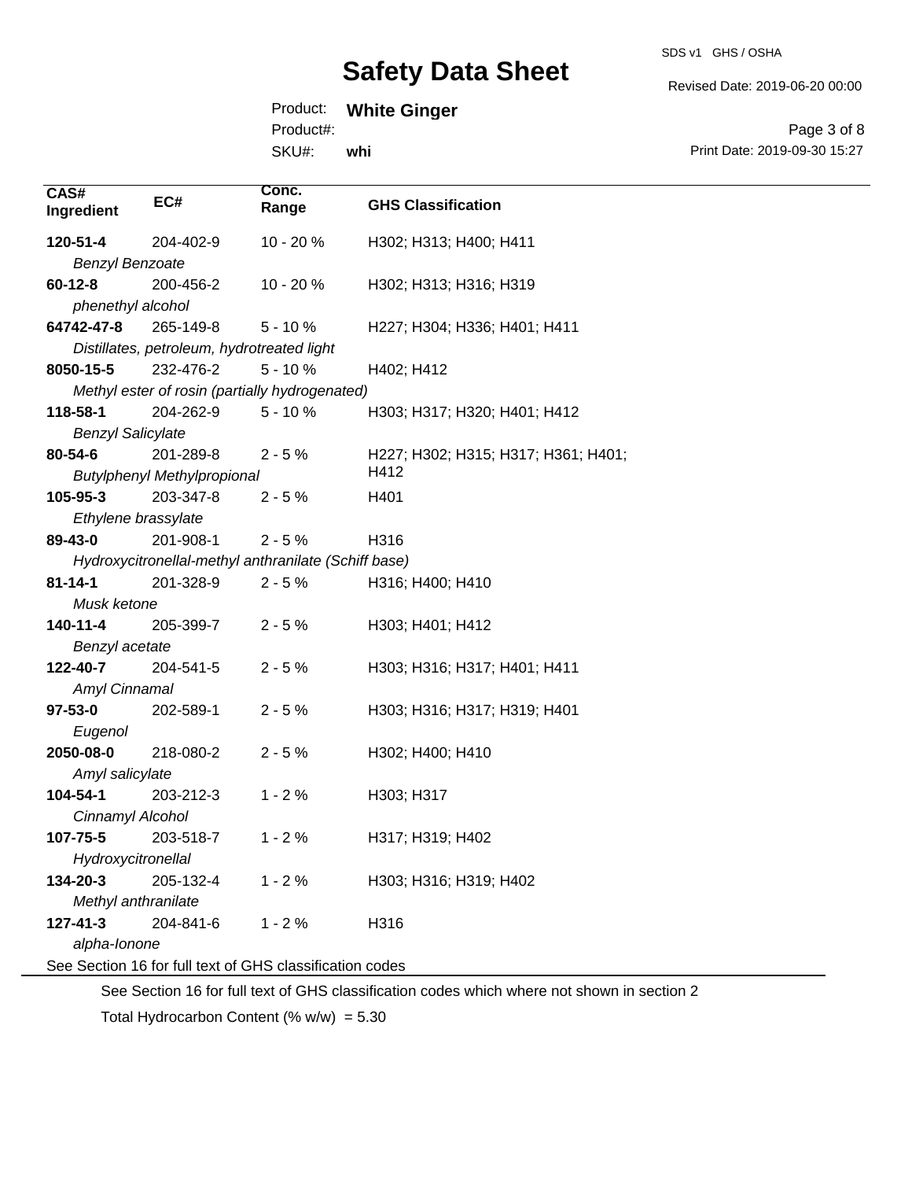| CAS# Ingredient | EC# | Conc. Range | GHS Classification |
|---|---|---|---|
| **120-51-4** *Benzyl Benzoate* | 204-402-9 | 10 - 20 % | H302; H313; H400; H411 |
| **60-12-8** *phenethyl alcohol* | 200-456-2 | 10 - 20 % | H302; H313; H316; H319 |
| **64742-47-8** *Distillates, petroleum, hydrotreated light* | 265-149-8 | 5 - 10 % | H227; H304; H336; H401; H411 |
| **8050-15-5** *Methyl ester of rosin (partially hydrogenated)* | 232-476-2 | 5 - 10 % | H402; H412 |
| **118-58-1** *Benzyl Salicylate* | 204-262-9 | 5 - 10 % | H303; H317; H320; H401; H412 |
| **80-54-6** *Butylphenyl Methylpropional* | 201-289-8 | 2 - 5 % | H227; H302; H315; H317; H361; H401; H412 |
| **105-95-3** *Ethylene brassylate* | 203-347-8 | 2 - 5 % | H401 |
| **89-43-0** *Hydroxycitronellal-methyl anthranilate (Schiff base)* | 201-908-1 | 2 - 5 % | H316 |
| **81-14-1** *Musk ketone* | 201-328-9 | 2 - 5 % | H316; H400; H410 |
| **140-11-4** *Benzyl acetate* | 205-399-7 | 2 - 5 % | H303; H401; H412 |
| **122-40-7** *Amyl Cinnamal* | 204-541-5 | 2 - 5 % | H303; H316; H317; H401; H411 |
| **97-53-0** *Eugenol* | 202-589-1 | 2 - 5 % | H303; H316; H317; H319; H401 |
| **2050-08-0** *Amyl salicylate* | 218-080-2 | 2 - 5 % | H302; H400; H410 |
| **104-54-1** *Cinnamyl Alcohol* | 203-212-3 | 1 - 2 % | H303; H317 |
| **107-75-5** *Hydroxycitronellal* | 203-518-7 | 1 - 2 % | H317; H319; H402 |
| **134-20-3** *Methyl anthranilate* | 205-132-4 | 1 - 2 % | H303; H316; H319; H402 |
| **127-41-3** *alpha-Ionone* | 204-841-6 | 1 - 2 % | H316 |

See Section 16 for full text of GHS classification codes

See Section 16 for full text of GHS classification codes which where not shown in section 2

Total Hydrocarbon Content (% w/w) = 5.30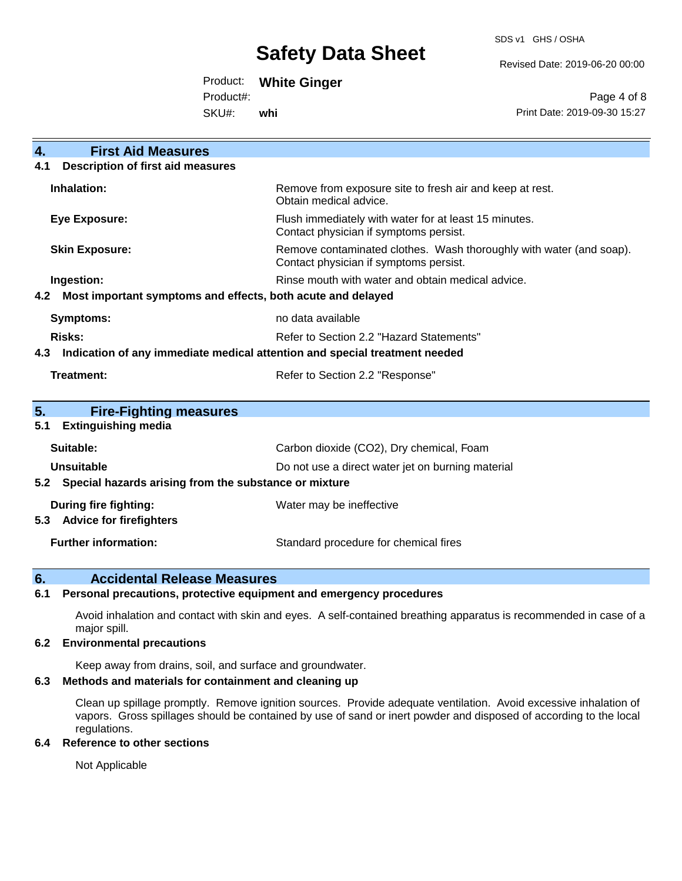## 4. First Aid Measures

### 4.1 Description of first aid measures

| | |
|---|---|
| **Inhalation:** | Remove from exposure site to fresh air and keep at rest. Obtain medical advice. |
| **Eye Exposure:** | Flush immediately with water for at least 15 minutes. Contact physician if symptoms persist. |
| **Skin Exposure:** | Remove contaminated clothes. Wash thoroughly with water (and soap). Contact physician if symptoms persist. |
| **Ingestion:** | Rinse mouth with water and obtain medical advice. |

### 4.2 Most important symptoms and effects, both acute and delayed

| | |
|---|---|
| **Symptoms:** | no data available |
| **Risks:** | Refer to Section 2.2 "Hazard Statements" |

### 4.3 Indication of any immediate medical attention and special treatment needed

| | |
|---|---|
| **Treatment:** | Refer to Section 2.2 "Response" |

## 5. Fire-Fighting measures

### 5.1 Extinguishing media

| | |
|---|---|
| **Suitable:** | Carbon dioxide ($CO_2$), Dry chemical, Foam |
| **Unsuitable** | Do not use a direct water jet on burning material |

### 5.2 Special hazards arising from the substance or mixture

| | |
|---|---|
| **During fire fighting:** | Water may be ineffective |

### 5.3 Advice for firefighters

| | |
|---|---|
| **Further information:** | Standard procedure for chemical fires |

## 6. Accidental Release Measures

### 6.1 Personal precautions, protective equipment and emergency procedures

Avoid inhalation and contact with skin and eyes. A self-contained breathing apparatus is recommended in case of a major spill.

### 6.2 Environmental precautions

Keep away from drains, soil, and surface and groundwater.

### 6.3 Methods and materials for containment and cleaning up

Clean up spillage promptly. Remove ignition sources. Provide adequate ventilation. Avoid excessive inhalation of vapors. Gross spillages should be contained by use of sand or inert powder and disposed of according to the local regulations.

### 6.4 Reference to other sections

Not Applicable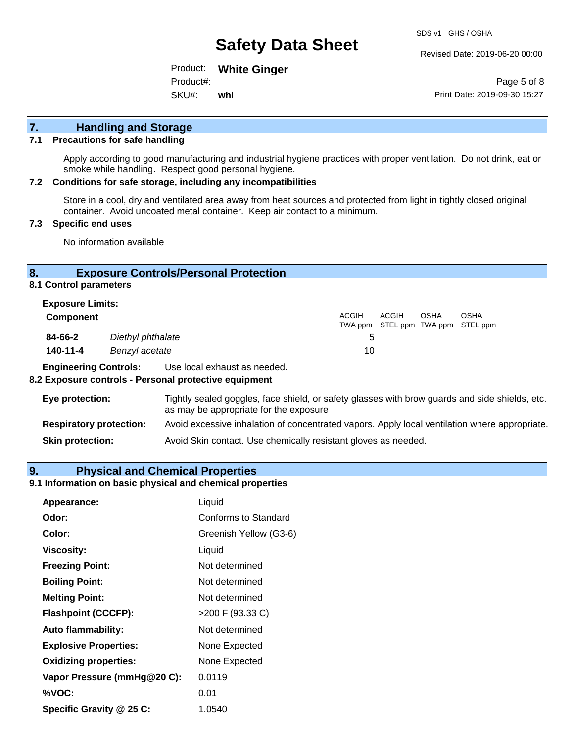## 7. Handling and Storage

### 7.1 Precautions for safe handling

Apply according to good manufacturing and industrial hygiene practices with proper ventilation. Do not drink, eat or smoke while handling. Respect good personal hygiene.

### 7.2 Conditions for safe storage, including any incompatibilities

Store in a cool, dry and ventilated area away from heat sources and protected from light in tightly closed original container. Avoid uncoated metal container. Keep air contact to a minimum.

### 7.3 Specific end uses

No information available

## 8. Exposure Controls/Personal Protection

### 8.1 Control parameters

**Exposure Limits:**

| Component | | ACGIH TWA ppm | ACGIH STEL ppm | OSHA TWA ppm | OSHA STEL ppm |
|---|---|---|---|---|---|
| **84-66-2** | *Diethyl phthalate* | 5 | | | |
| **140-11-4** | *Benzyl acetate* | 10 | | | |

**Engineering Controls:** Use local exhaust as needed.

### 8.2 Exposure controls - Personal protective equipment

**Eye protection:** Tightly sealed goggles, face shield, or safety glasses with brow guards and side shields, etc. as may be appropriate for the exposure

**Respiratory protection:** Avoid excessive inhalation of concentrated vapors. Apply local ventilation where appropriate.

**Skin protection:** Avoid Skin contact. Use chemically resistant gloves as needed.

## 9. Physical and Chemical Properties

### 9.1 Information on basic physical and chemical properties

| | |
|---|---|
| **Appearance:** | Liquid |
| **Odor:** | Conforms to Standard |
| **Color:** | Greenish Yellow (G3-6) |
| **Viscosity:** | Liquid |
| **Freezing Point:** | Not determined |
| **Boiling Point:** | Not determined |
| **Melting Point:** | Not determined |
| **Flashpoint (CCCFP):** | >200 F (93.33 C) |
| **Auto flammability:** | Not determined |
| **Explosive Properties:** | None Expected |
| **Oxidizing properties:** | None Expected |
| **Vapor Pressure (mmHg@20 C):** | 0.0119 |
| **%VOC:** | 0.01 |
| **Specific Gravity @ 25 C:** | 1.0540 |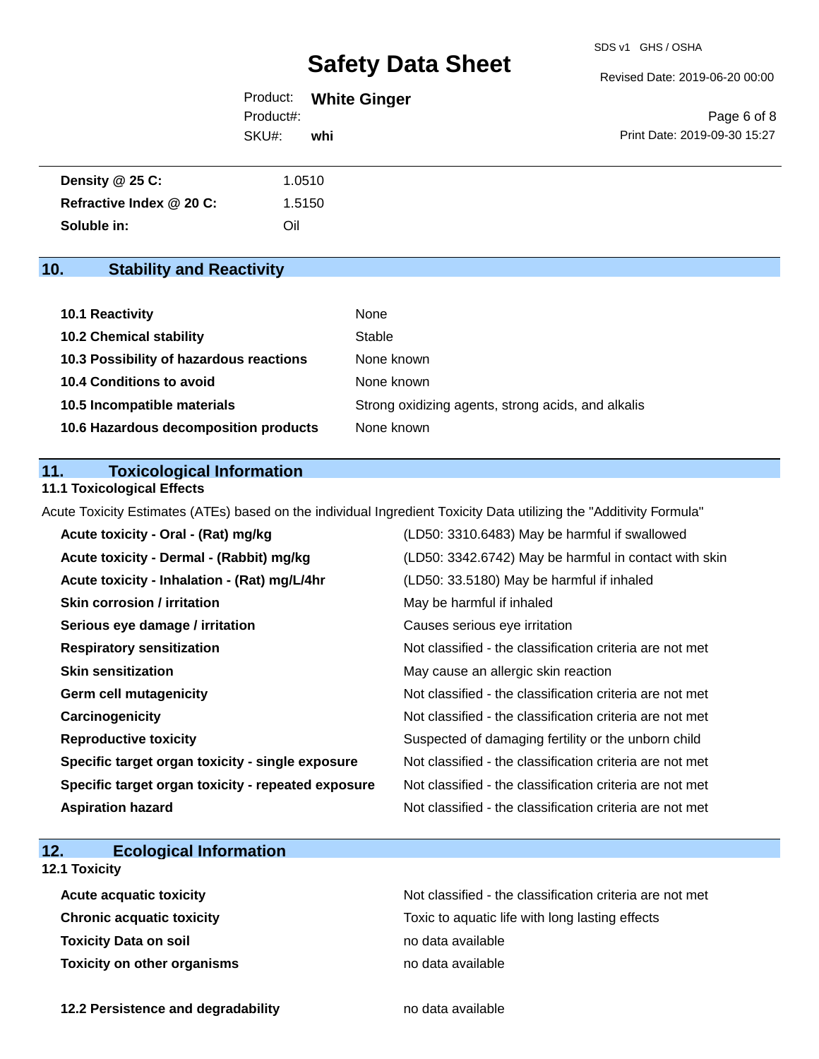| | |
|---|---|
| **Density @ 25 C:** | 1.0510 |
| **Refractive Index @ 20 C:** | 1.5150 |
| **Soluble in:** | Oil |

## 10. Stability and Reactivity

| | |
|---|---|
| **10.1 Reactivity** | None |
| **10.2 Chemical stability** | Stable |
| **10.3 Possibility of hazardous reactions** | None known |
| **10.4 Conditions to avoid** | None known |
| **10.5 Incompatible materials** | Strong oxidizing agents, strong acids, and alkalis |
| **10.6 Hazardous decomposition products** | None known |

## 11. Toxicological Information

### 11.1 Toxicological Effects

Acute Toxicity Estimates (ATEs) based on the individual Ingredient Toxicity Data utilizing the "Additivity Formula"

| | |
|---|---|
| **Acute toxicity - Oral - (Rat) mg/kg** | (LD50: 3310.6483) May be harmful if swallowed |
| **Acute toxicity - Dermal - (Rabbit) mg/kg** | (LD50: 3342.6742) May be harmful in contact with skin |
| **Acute toxicity - Inhalation - (Rat) mg/L/4hr** | (LD50: 33.5180) May be harmful if inhaled |
| **Skin corrosion / irritation** | May be harmful if inhaled |
| **Serious eye damage / irritation** | Causes serious eye irritation |
| **Respiratory sensitization** | Not classified - the classification criteria are not met |
| **Skin sensitization** | May cause an allergic skin reaction |
| **Germ cell mutagenicity** | Not classified - the classification criteria are not met |
| **Carcinogenicity** | Not classified - the classification criteria are not met |
| **Reproductive toxicity** | Suspected of damaging fertility or the unborn child |
| **Specific target organ toxicity - single exposure** | Not classified - the classification criteria are not met |
| **Specific target organ toxicity - repeated exposure** | Not classified - the classification criteria are not met |
| **Aspiration hazard** | Not classified - the classification criteria are not met |

## 12. Ecological Information

### 12.1 Toxicity

| | |
|---|---|
| **Acute acquatic toxicity** | Not classified - the classification criteria are not met |
| **Chronic acquatic toxicity** | Toxic to aquatic life with long lasting effects |
| **Toxicity Data on soil** | no data available |
| **Toxicity on other organisms** | no data available |

| | |
|---|---|
| **12.2 Persistence and degradability** | no data available |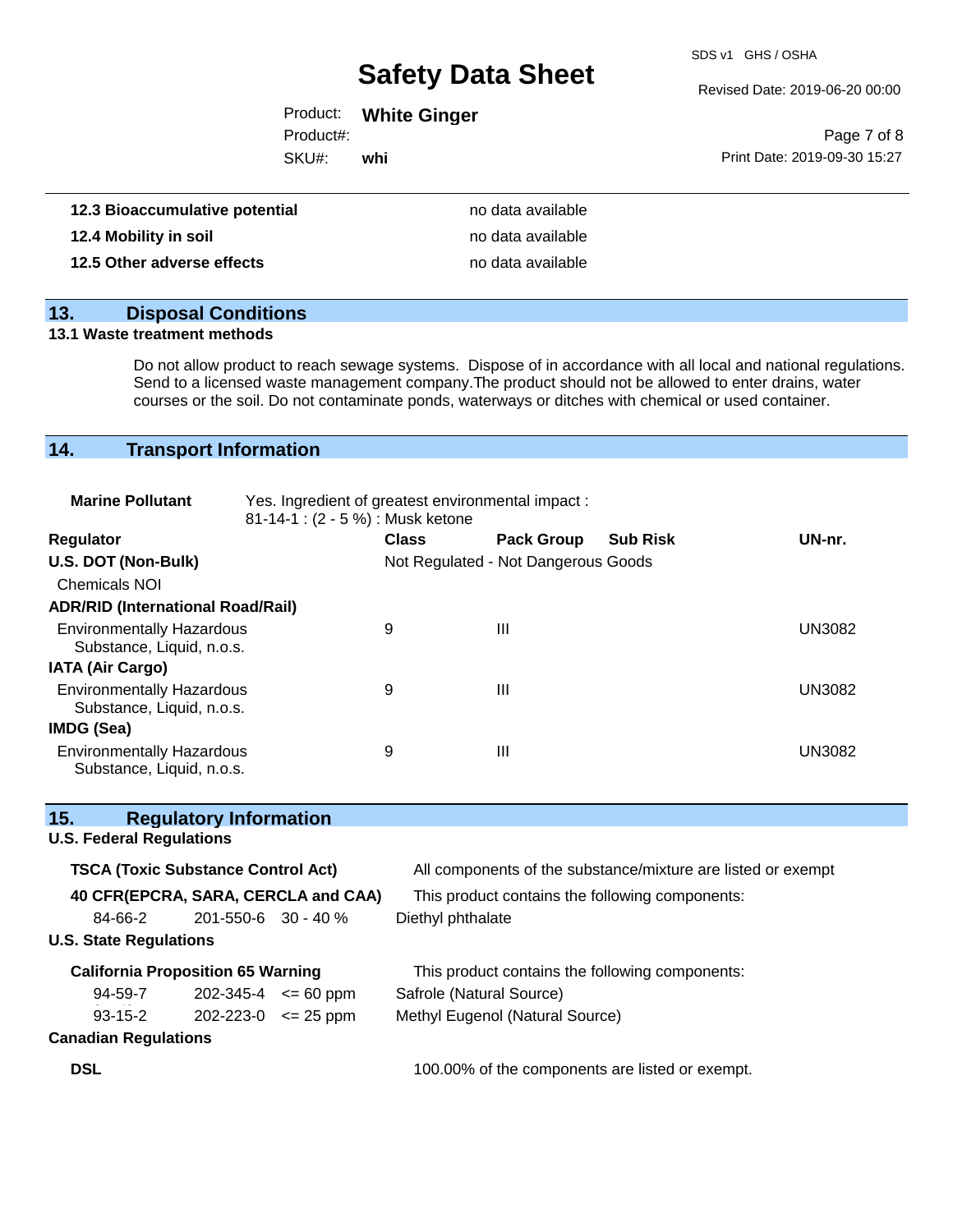| | |
|---|---|
| **12.3 Bioaccumulative potential** | no data available |
| **12.4 Mobility in soil** | no data available |
| **12.5 Other adverse effects** | no data available |

## 13. Disposal Conditions

### 13.1 Waste treatment methods

Do not allow product to reach sewage systems. Dispose of in accordance with all local and national regulations. Send to a licensed waste management company.The product should not be allowed to enter drains, water courses or the soil. Do not contaminate ponds, waterways or ditches with chemical or used container.

## 14. Transport Information

**Marine Pollutant** Yes. Ingredient of greatest environmental impact : 81-14-1 : (2 - 5 %) : Musk ketone

| Regulator | Class | Pack Group | Sub Risk | UN-nr. |
|---|---|---|---|---|
| **U.S. DOT (Non-Bulk)** | Not Regulated - Not Dangerous Goods | | | |
| Chemicals NOI | | | | |
| **ADR/RID (International Road/Rail)** | | | | |
| Environmentally Hazardous Substance, Liquid, n.o.s. | 9 | III | | UN3082 |
| **IATA (Air Cargo)** | | | | |
| Environmentally Hazardous Substance, Liquid, n.o.s. | 9 | III | | UN3082 |
| **IMDG (Sea)** | | | | |
| Environmentally Hazardous Substance, Liquid, n.o.s. | 9 | III | | UN3082 |

## 15. Regulatory Information

**U.S. Federal Regulations**

**TSCA (Toxic Substance Control Act)** All components of the substance/mixture are listed or exempt

**40 CFR(EPCRA, SARA, CERCLA and CAA)** This product contains the following components:

| | | | |
|---|---|---|---|
| 84-66-2 | 201-550-6 | 30 - 40 % | Diethyl phthalate |

**U.S. State Regulations**

**California Proposition 65 Warning** This product contains the following components:

| | | | |
|---|---|---|---|
| 94-59-7 | 202-345-4 | <= 60 ppm | Safrole (Natural Source) |
| 93-15-2 | 202-223-0 | <= 25 ppm | Methyl Eugenol (Natural Source) |

**Canadian Regulations**

**DSL** 100.00% of the components are listed or exempt.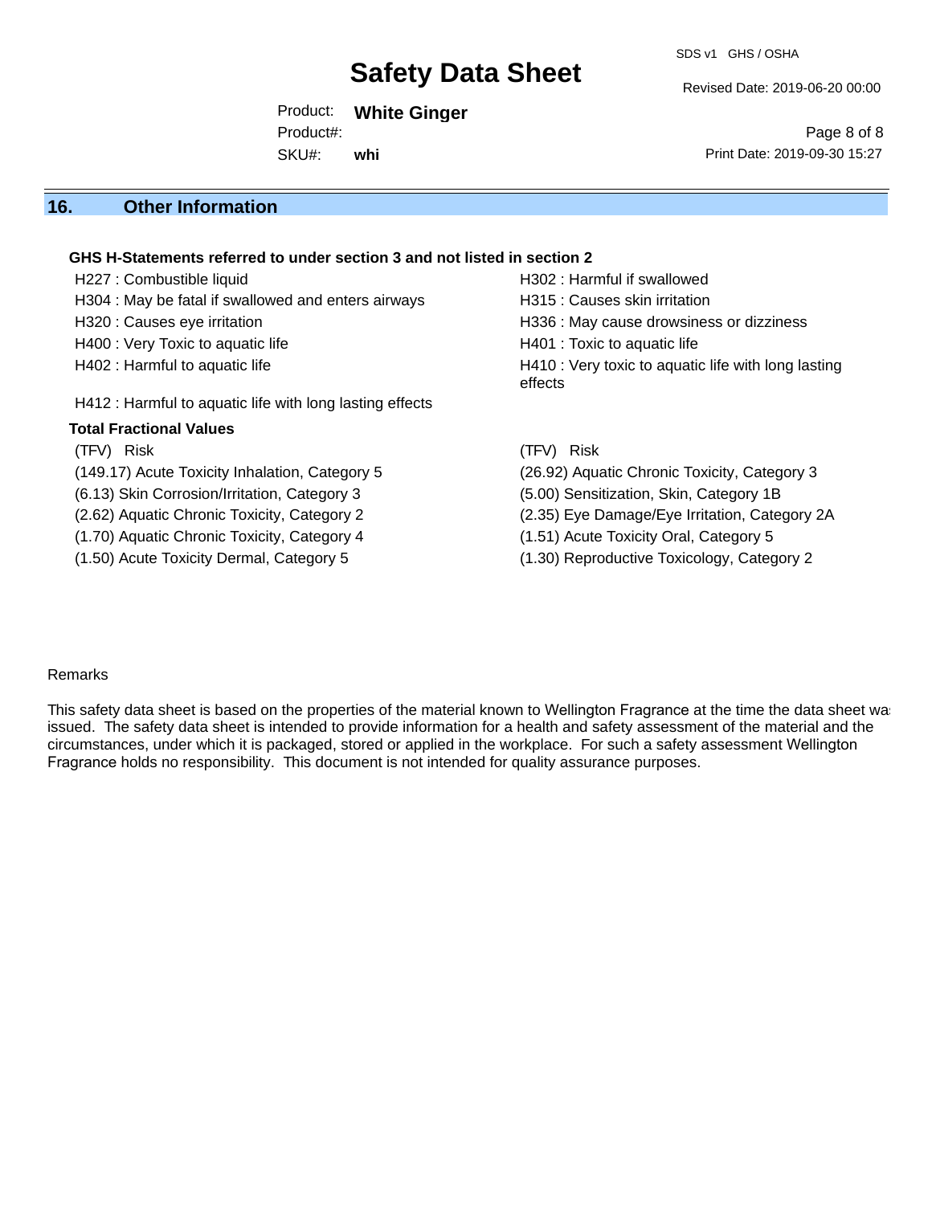## 16. Other Information

**GHS H-Statements referred to under section 3 and not listed in section 2**

H227 : Combustible liquid

H302 : Harmful if swallowed

H304 : May be fatal if swallowed and enters airways

H315 : Causes skin irritation

H320 : Causes eye irritation

H336 : May cause drowsiness or dizziness

H400 : Very Toxic to aquatic life

H401 : Toxic to aquatic life

H402 : Harmful to aquatic life

H410 : Very toxic to aquatic life with long lasting effects

H412 : Harmful to aquatic life with long lasting effects

**Total Fractional Values**

| (TFV) | Risk | (TFV) | Risk |
|---|---|---|---|
| (149.17) | Acute Toxicity Inhalation, Category 5 | (26.92) | Aquatic Chronic Toxicity, Category 3 |
| (6.13) | Skin Corrosion/Irritation, Category 3 | (5.00) | Sensitization, Skin, Category 1B |
| (2.62) | Aquatic Chronic Toxicity, Category 2 | (2.35) | Eye Damage/Eye Irritation, Category 2A |
| (1.70) | Aquatic Chronic Toxicity, Category 4 | (1.51) | Acute Toxicity Oral, Category 5 |
| (1.50) | Acute Toxicity Dermal, Category 5 | (1.30) | Reproductive Toxicology, Category 2 |

Remarks

This safety data sheet is based on the properties of the material known to Wellington Fragrance at the time the data sheet was issued. The safety data sheet is intended to provide information for a health and safety assessment of the material and the circumstances, under which it is packaged, stored or applied in the workplace. For such a safety assessment Wellington Fragrance holds no responsibility. This document is not intended for quality assurance purposes.